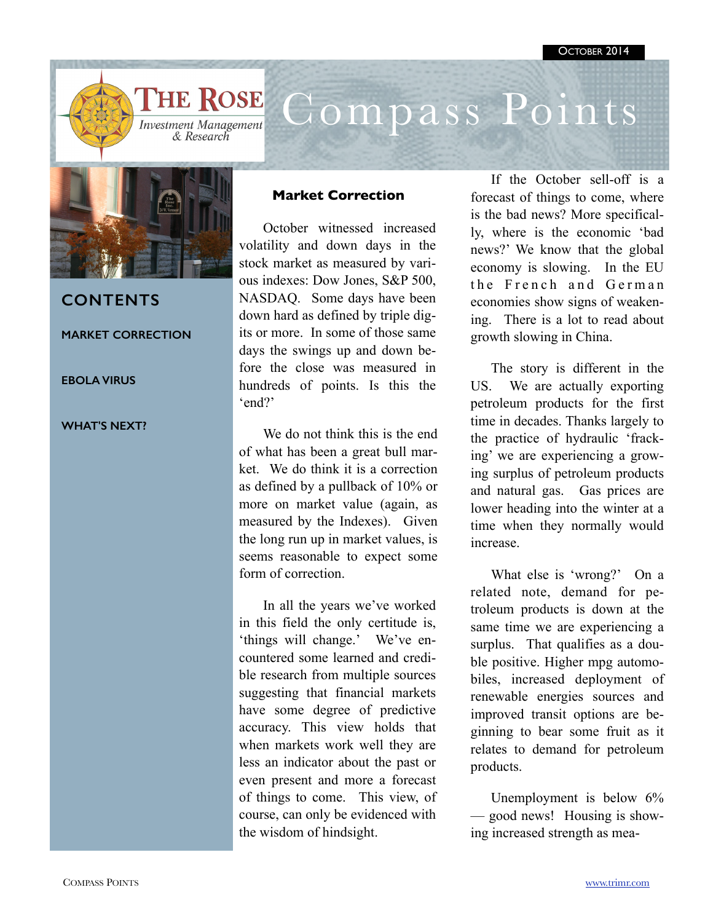October 2014

# The Rose Investment Management & Research — Compass Points

## CONTENTS

MARKET CORRECTION

EBOLA VIRUS

WHAT'S NEXT?

## Market Correction

October witnessed increased volatility and down days in the stock market as measured by various indexes: Dow Jones, S&P 500, NASDAQ. Some days have been down hard as defined by triple digits or more. In some of those same days the swings up and down before the close was measured in hundreds of points. Is this the 'end?'

We do not think this is the end of what has been a great bull market. We do think it is a correction as defined by a pullback of 10% or more on market value (again, as measured by the Indexes). Given the long run up in market values, is seems reasonable to expect some form of correction.

In all the years we've worked in this field the only certitude is, 'things will change.' We've encountered some learned and credible research from multiple sources suggesting that financial markets have some degree of predictive accuracy. This view holds that when markets work well they are less an indicator about the past or even present and more a forecast of things to come. This view, of course, can only be evidenced with the wisdom of hindsight.

If the October sell-off is a forecast of things to come, where is the bad news? More specifically, where is the economic 'bad news?' We know that the global economy is slowing. In the EU the French and German economies show signs of weakening. There is a lot to read about growth slowing in China.

The story is different in the US. We are actually exporting petroleum products for the first time in decades. Thanks largely to the practice of hydraulic 'fracking' we are experiencing a growing surplus of petroleum products and natural gas. Gas prices are lower heading into the winter at a time when they normally would increase.

What else is 'wrong?' On a related note, demand for petroleum products is down at the same time we are experiencing a surplus. That qualifies as a double positive. Higher mpg automobiles, increased deployment of renewable energies sources and improved transit options are beginning to bear some fruit as it relates to demand for petroleum products.

Unemployment is below 6% — good news! Housing is showing increased strength as mea-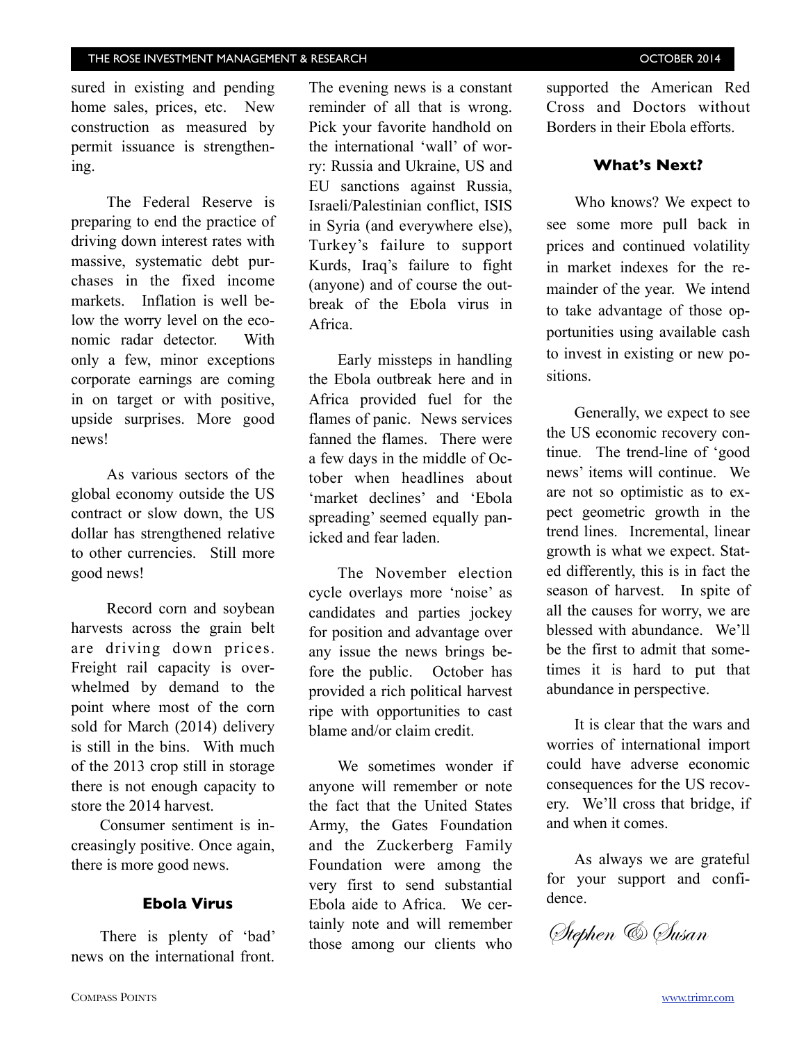sured in existing and pending home sales, prices, etc. New construction as measured by permit issuance is strengthening.

The Federal Reserve is preparing to end the practice of driving down interest rates with massive, systematic debt purchases in the fixed income markets. Inflation is well below the worry level on the economic radar detector. With only a few, minor exceptions corporate earnings are coming in on target or with positive, upside surprises. More good news!

As various sectors of the global economy outside the US contract or slow down, the US dollar has strengthened relative to other currencies. Still more good news!

Record corn and soybean harvests across the grain belt are driving down prices. Freight rail capacity is overwhelmed by demand to the point where most of the corn sold for March (2014) delivery is still in the bins. With much of the 2013 crop still in storage there is not enough capacity to store the 2014 harvest.

Consumer sentiment is increasingly positive. Once again, there is more good news.

## Ebola Virus

There is plenty of 'bad' news on the international front. The evening news is a constant reminder of all that is wrong. Pick your favorite handhold on the international 'wall' of worry: Russia and Ukraine, US and EU sanctions against Russia, Israeli/Palestinian conflict, ISIS in Syria (and everywhere else), Turkey's failure to support Kurds, Iraq's failure to fight (anyone) and of course the outbreak of the Ebola virus in Africa.

Early missteps in handling the Ebola outbreak here and in Africa provided fuel for the flames of panic. News services fanned the flames. There were a few days in the middle of October when headlines about 'market declines' and 'Ebola spreading' seemed equally panicked and fear laden.

The November election cycle overlays more 'noise' as candidates and parties jockey for position and advantage over any issue the news brings before the public. October has provided a rich political harvest ripe with opportunities to cast blame and/or claim credit.

We sometimes wonder if anyone will remember or note the fact that the United States Army, the Gates Foundation and the Zuckerberg Family Foundation were among the very first to send substantial Ebola aide to Africa. We certainly note and will remember those among our clients who supported the American Red Cross and Doctors without Borders in their Ebola efforts.

## What's Next?

Who knows? We expect to see some more pull back in prices and continued volatility in market indexes for the remainder of the year. We intend to take advantage of those opportunities using available cash to invest in existing or new positions.

Generally, we expect to see the US economic recovery continue. The trend-line of 'good news' items will continue. We are not so optimistic as to expect geometric growth in the trend lines. Incremental, linear growth is what we expect. Stated differently, this is in fact the season of harvest. In spite of all the causes for worry, we are blessed with abundance. We'll be the first to admit that sometimes it is hard to put that abundance in perspective.

It is clear that the wars and worries of international import could have adverse economic consequences for the US recovery. We'll cross that bridge, if and when it comes.

As always we are grateful for your support and confidence.

*Stephen & Susan*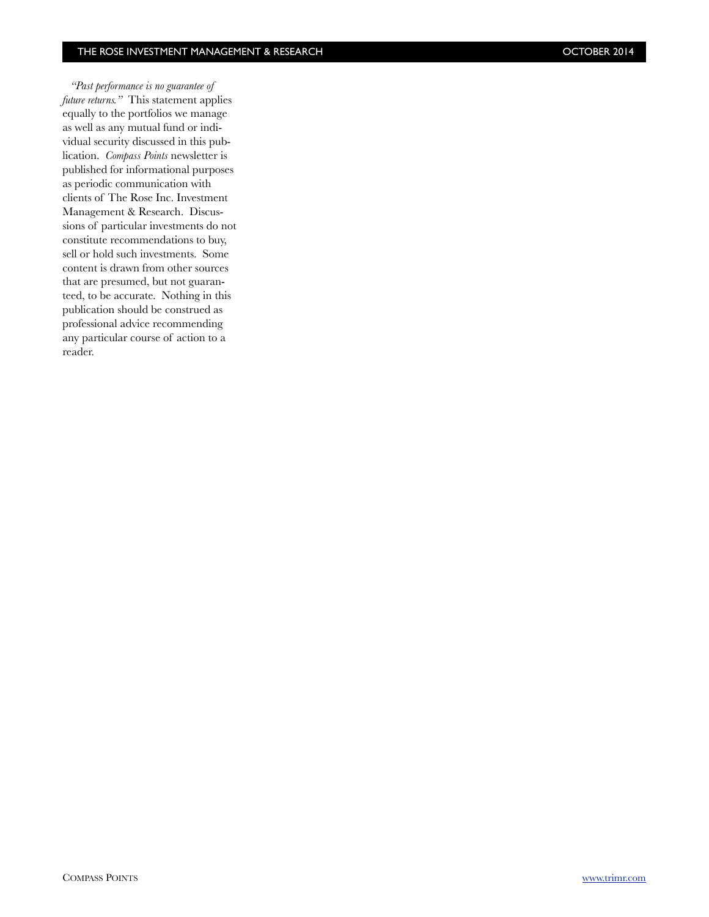*"Past performance is no guarantee of future returns."* This statement applies equally to the portfolios we manage as well as any mutual fund or individual security discussed in this publication. *Compass Points* newsletter is published for informational purposes as periodic communication with clients of The Rose Inc. Investment Management & Research. Discussions of particular investments do not constitute recommendations to buy, sell or hold such investments. Some content is drawn from other sources that are presumed, but not guaranteed, to be accurate. Nothing in this publication should be construed as professional advice recommending any particular course of action to a reader.